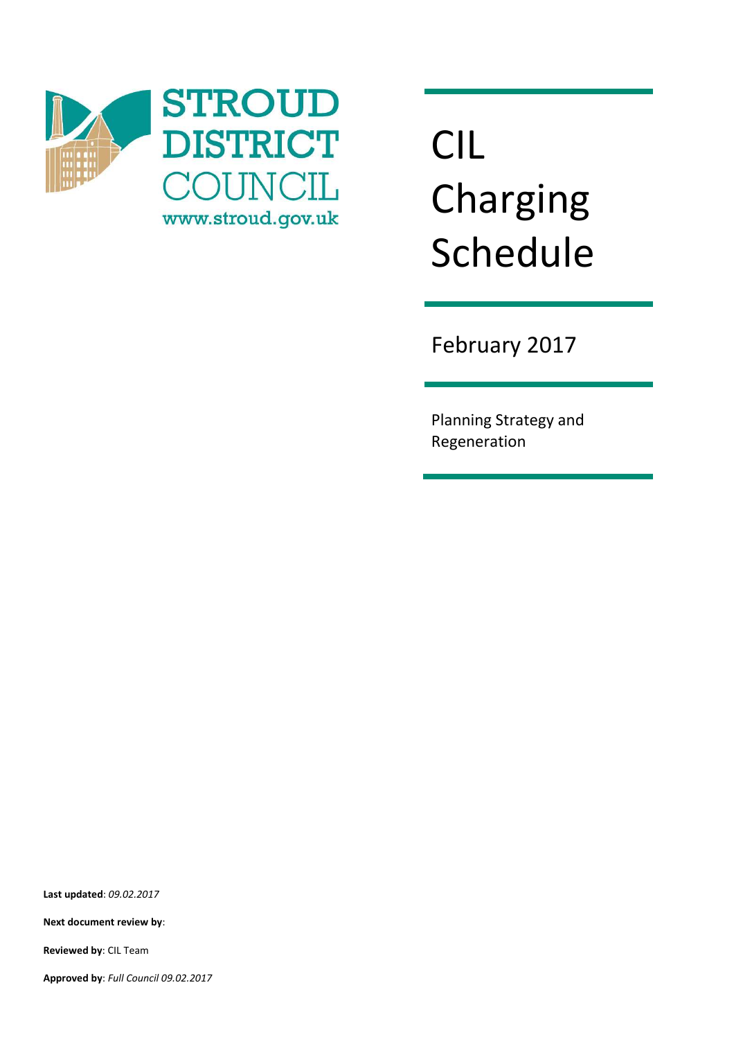STROUD DISTRICT COUNCIL

www.stroud.gov.uk

# CIL Charging Schedule

February 2017

Planning Strategy and Regeneration

**Last updated**: *09.02.2017*

**Next document review by**:

**Reviewed by**: CIL Team

**Approved by**: *Full Council 09.02.2017*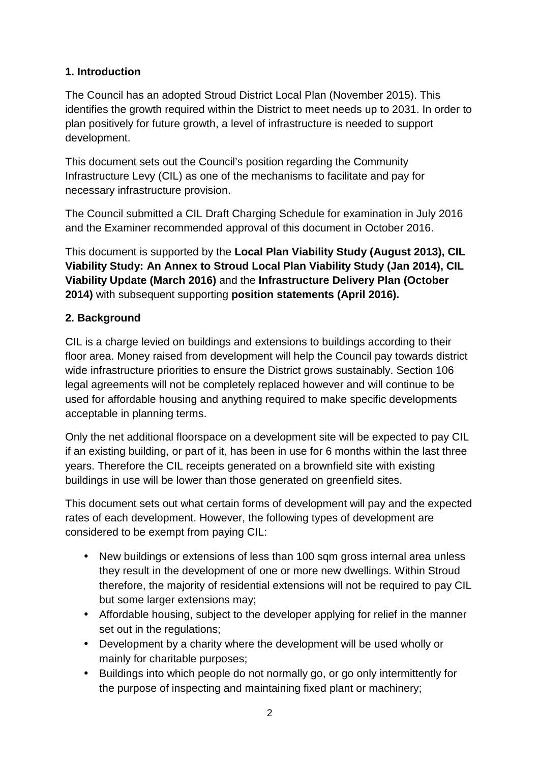**1. Introduction**

The Council has an adopted Stroud District Local Plan (November 2015). This identifies the growth required within the District to meet needs up to 2031. In order to plan positively for future growth, a level of infrastructure is needed to support development.

This document sets out the Council's position regarding the Community Infrastructure Levy (CIL) as one of the mechanisms to facilitate and pay for necessary infrastructure provision.

The Council submitted a CIL Draft Charging Schedule for examination in July 2016 and the Examiner recommended approval of this document in October 2016.

This document is supported by the **Local Plan Viability Study (August 2013), CIL Viability Study: An Annex to Stroud Local Plan Viability Study (Jan 2014), CIL Viability Update (March 2016)** and the **Infrastructure Delivery Plan (October 2014)** with subsequent supporting **position statements (April 2016).**

**2. Background**

CIL is a charge levied on buildings and extensions to buildings according to their floor area. Money raised from development will help the Council pay towards district wide infrastructure priorities to ensure the District grows sustainably. Section 106 legal agreements will not be completely replaced however and will continue to be used for affordable housing and anything required to make specific developments acceptable in planning terms.

Only the net additional floorspace on a development site will be expected to pay CIL if an existing building, or part of it, has been in use for 6 months within the last three years. Therefore the CIL receipts generated on a brownfield site with existing buildings in use will be lower than those generated on greenfield sites.

This document sets out what certain forms of development will pay and the expected rates of each development. However, the following types of development are considered to be exempt from paying CIL:

- New buildings or extensions of less than 100 sqm gross internal area unless they result in the development of one or more new dwellings. Within Stroud therefore, the majority of residential extensions will not be required to pay CIL but some larger extensions may;
- Affordable housing, subject to the developer applying for relief in the manner set out in the regulations;
- Development by a charity where the development will be used wholly or mainly for charitable purposes;
- Buildings into which people do not normally go, or go only intermittently for the purpose of inspecting and maintaining fixed plant or machinery;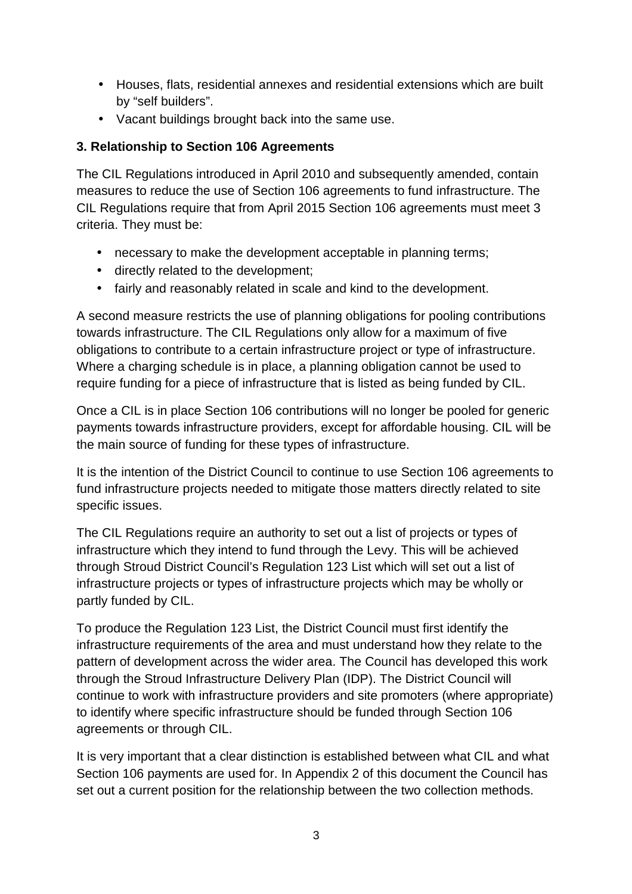- Houses, flats, residential annexes and residential extensions which are built by “self builders”.
- Vacant buildings brought back into the same use.

### 3. Relationship to Section 106 Agreements

The CIL Regulations introduced in April 2010 and subsequently amended, contain measures to reduce the use of Section 106 agreements to fund infrastructure. The CIL Regulations require that from April 2015 Section 106 agreements must meet 3 criteria. They must be:

- necessary to make the development acceptable in planning terms;
- directly related to the development;
- fairly and reasonably related in scale and kind to the development.

A second measure restricts the use of planning obligations for pooling contributions towards infrastructure. The CIL Regulations only allow for a maximum of five obligations to contribute to a certain infrastructure project or type of infrastructure. Where a charging schedule is in place, a planning obligation cannot be used to require funding for a piece of infrastructure that is listed as being funded by CIL.

Once a CIL is in place Section 106 contributions will no longer be pooled for generic payments towards infrastructure providers, except for affordable housing. CIL will be the main source of funding for these types of infrastructure.

It is the intention of the District Council to continue to use Section 106 agreements to fund infrastructure projects needed to mitigate those matters directly related to site specific issues.

The CIL Regulations require an authority to set out a list of projects or types of infrastructure which they intend to fund through the Levy. This will be achieved through Stroud District Council’s Regulation 123 List which will set out a list of infrastructure projects or types of infrastructure projects which may be wholly or partly funded by CIL.

To produce the Regulation 123 List, the District Council must first identify the infrastructure requirements of the area and must understand how they relate to the pattern of development across the wider area. The Council has developed this work through the Stroud Infrastructure Delivery Plan (IDP). The District Council will continue to work with infrastructure providers and site promoters (where appropriate) to identify where specific infrastructure should be funded through Section 106 agreements or through CIL.

It is very important that a clear distinction is established between what CIL and what Section 106 payments are used for. In Appendix 2 of this document the Council has set out a current position for the relationship between the two collection methods.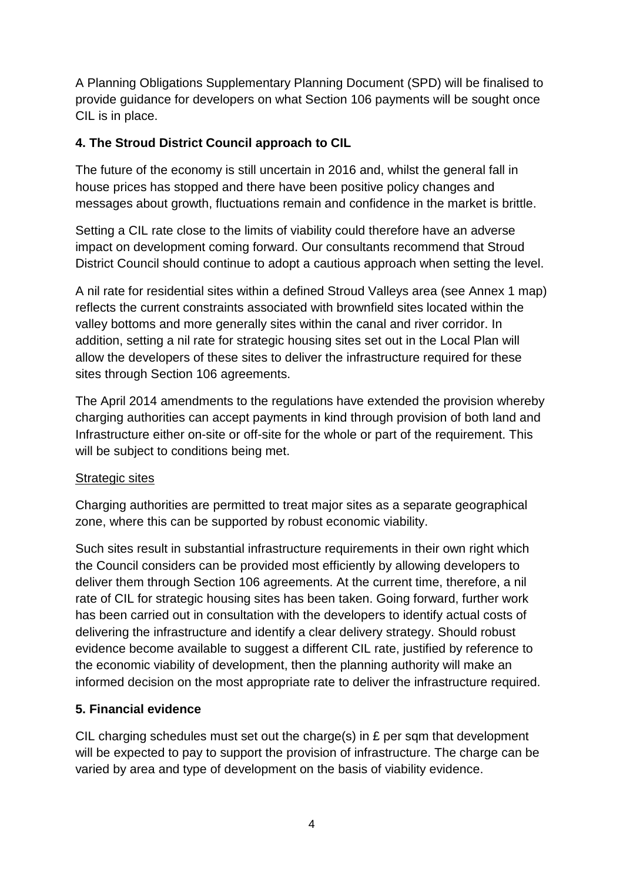A Planning Obligations Supplementary Planning Document (SPD) will be finalised to provide guidance for developers on what Section 106 payments will be sought once CIL is in place.

## 4. The Stroud District Council approach to CIL

The future of the economy is still uncertain in 2016 and, whilst the general fall in house prices has stopped and there have been positive policy changes and messages about growth, fluctuations remain and confidence in the market is brittle.

Setting a CIL rate close to the limits of viability could therefore have an adverse impact on development coming forward. Our consultants recommend that Stroud District Council should continue to adopt a cautious approach when setting the level.

A nil rate for residential sites within a defined Stroud Valleys area (see Annex 1 map) reflects the current constraints associated with brownfield sites located within the valley bottoms and more generally sites within the canal and river corridor. In addition, setting a nil rate for strategic housing sites set out in the Local Plan will allow the developers of these sites to deliver the infrastructure required for these sites through Section 106 agreements.

The April 2014 amendments to the regulations have extended the provision whereby charging authorities can accept payments in kind through provision of both land and Infrastructure either on-site or off-site for the whole or part of the requirement. This will be subject to conditions being met.

<u>Strategic sites</u>

Charging authorities are permitted to treat major sites as a separate geographical zone, where this can be supported by robust economic viability.

Such sites result in substantial infrastructure requirements in their own right which the Council considers can be provided most efficiently by allowing developers to deliver them through Section 106 agreements. At the current time, therefore, a nil rate of CIL for strategic housing sites has been taken. Going forward, further work has been carried out in consultation with the developers to identify actual costs of delivering the infrastructure and identify a clear delivery strategy. Should robust evidence become available to suggest a different CIL rate, justified by reference to the economic viability of development, then the planning authority will make an informed decision on the most appropriate rate to deliver the infrastructure required.

## 5. Financial evidence

CIL charging schedules must set out the charge(s) in £ per sqm that development will be expected to pay to support the provision of infrastructure. The charge can be varied by area and type of development on the basis of viability evidence.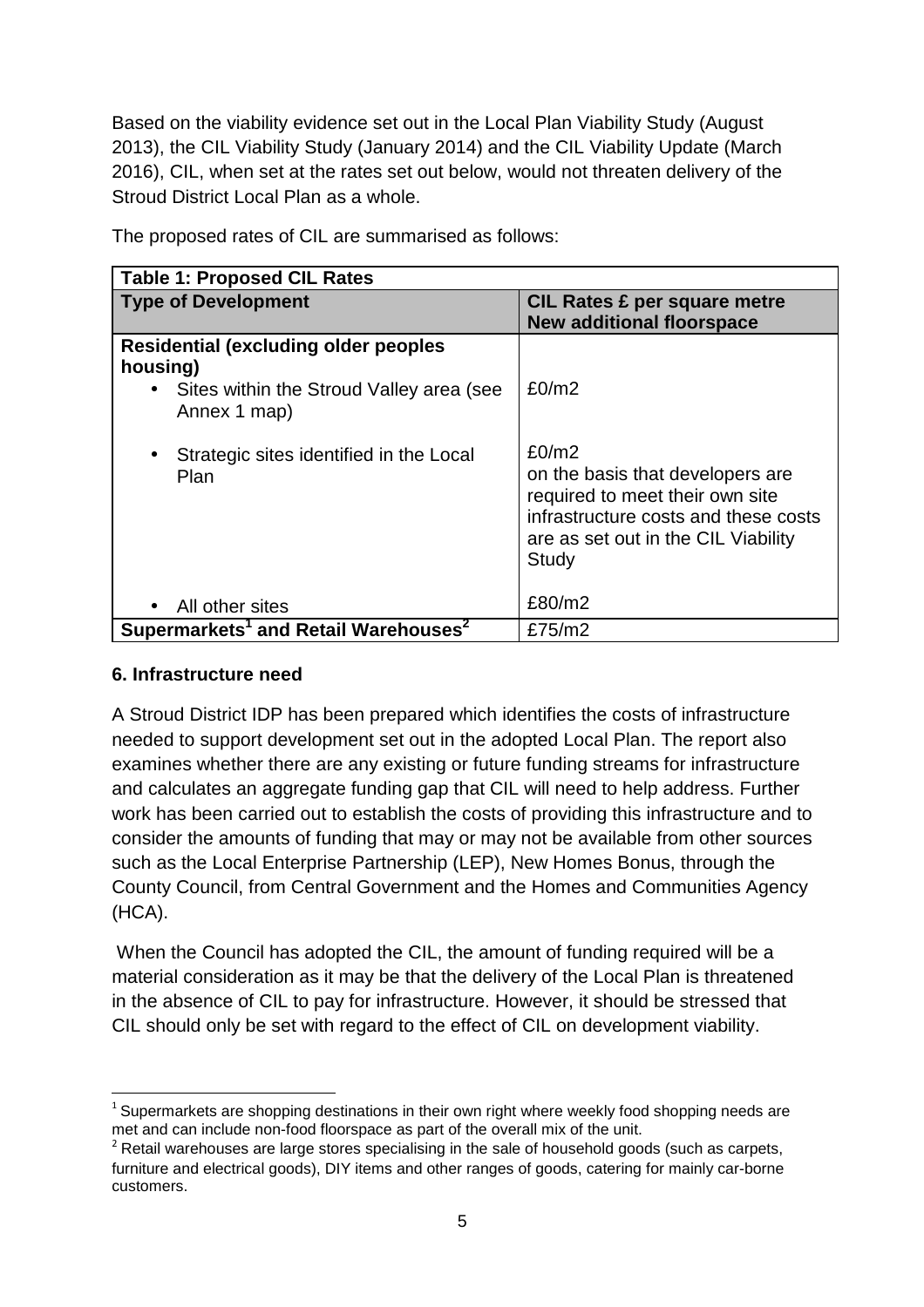Based on the viability evidence set out in the Local Plan Viability Study (August 2013), the CIL Viability Study (January 2014) and the CIL Viability Update (March 2016), CIL, when set at the rates set out below, would not threaten delivery of the Stroud District Local Plan as a whole.

The proposed rates of CIL are summarised as follows:

| Table 1: Proposed CIL Rates | |
|---|---|
| **Type of Development** | **CIL Rates £ per square metre New additional floorspace** |
| **Residential (excluding older peoples housing)** | |
| • Sites within the Stroud Valley area (see Annex 1 map) | £0/m2 |
| • Strategic sites identified in the Local Plan | £0/m2 on the basis that developers are required to meet their own site infrastructure costs and these costs are as set out in the CIL Viability Study |
| • All other sites | £80/m2 |
| **Supermarkets[1] and Retail Warehouses[2]** | £75/m2 |

### 6. Infrastructure need

A Stroud District IDP has been prepared which identifies the costs of infrastructure needed to support development set out in the adopted Local Plan. The report also examines whether there are any existing or future funding streams for infrastructure and calculates an aggregate funding gap that CIL will need to help address. Further work has been carried out to establish the costs of providing this infrastructure and to consider the amounts of funding that may or may not be available from other sources such as the Local Enterprise Partnership (LEP), New Homes Bonus, through the County Council, from Central Government and the Homes and Communities Agency (HCA).

When the Council has adopted the CIL, the amount of funding required will be a material consideration as it may be that the delivery of the Local Plan is threatened in the absence of CIL to pay for infrastructure. However, it should be stressed that CIL should only be set with regard to the effect of CIL on development viability.

---

[1] Supermarkets are shopping destinations in their own right where weekly food shopping needs are met and can include non-food floorspace as part of the overall mix of the unit.

[2] Retail warehouses are large stores specialising in the sale of household goods (such as carpets, furniture and electrical goods), DIY items and other ranges of goods, catering for mainly car-borne customers.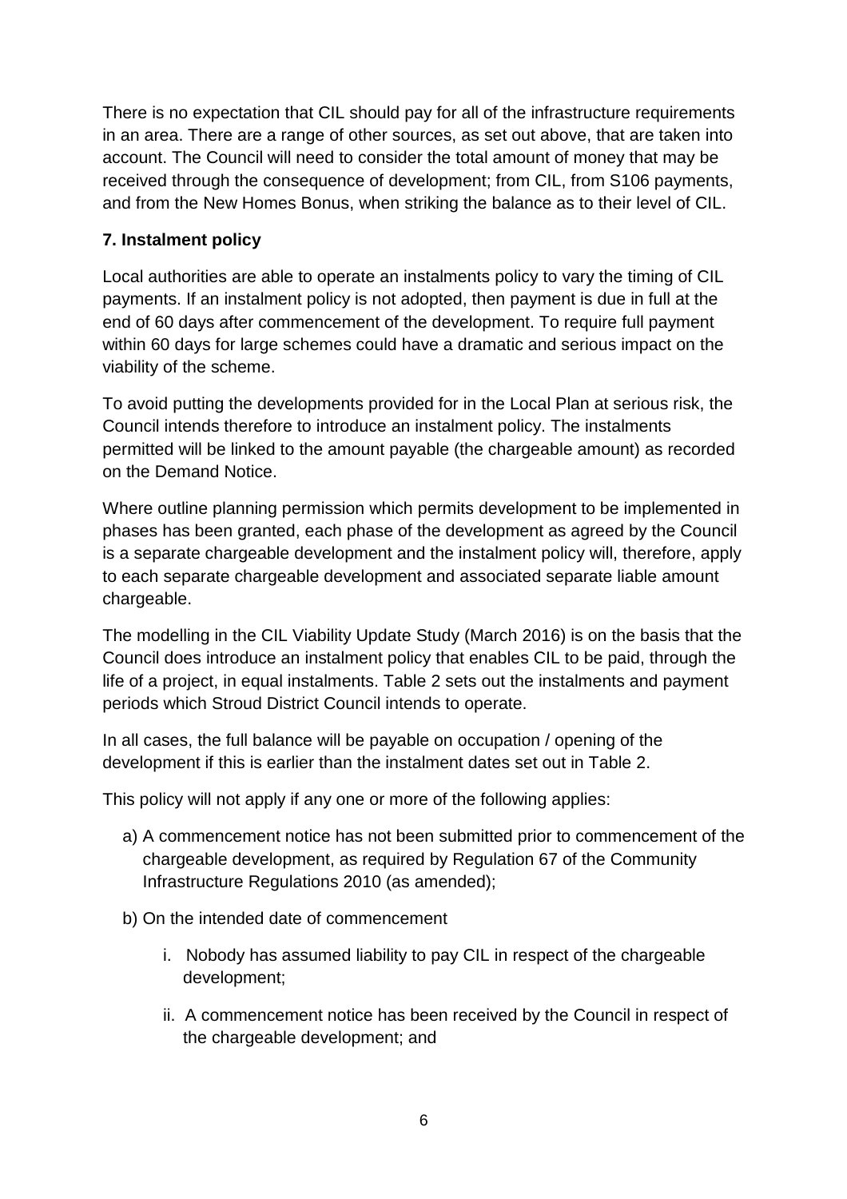There is no expectation that CIL should pay for all of the infrastructure requirements in an area. There are a range of other sources, as set out above, that are taken into account. The Council will need to consider the total amount of money that may be received through the consequence of development; from CIL, from S106 payments, and from the New Homes Bonus, when striking the balance as to their level of CIL.

## 7. Instalment policy

Local authorities are able to operate an instalments policy to vary the timing of CIL payments. If an instalment policy is not adopted, then payment is due in full at the end of 60 days after commencement of the development. To require full payment within 60 days for large schemes could have a dramatic and serious impact on the viability of the scheme.

To avoid putting the developments provided for in the Local Plan at serious risk, the Council intends therefore to introduce an instalment policy. The instalments permitted will be linked to the amount payable (the chargeable amount) as recorded on the Demand Notice.

Where outline planning permission which permits development to be implemented in phases has been granted, each phase of the development as agreed by the Council is a separate chargeable development and the instalment policy will, therefore, apply to each separate chargeable development and associated separate liable amount chargeable.

The modelling in the CIL Viability Update Study (March 2016) is on the basis that the Council does introduce an instalment policy that enables CIL to be paid, through the life of a project, in equal instalments. Table 2 sets out the instalments and payment periods which Stroud District Council intends to operate.

In all cases, the full balance will be payable on occupation / opening of the development if this is earlier than the instalment dates set out in Table 2.

This policy will not apply if any one or more of the following applies:

a) A commencement notice has not been submitted prior to commencement of the chargeable development, as required by Regulation 67 of the Community Infrastructure Regulations 2010 (as amended);

b) On the intended date of commencement

   i. Nobody has assumed liability to pay CIL in respect of the chargeable development;

   ii. A commencement notice has been received by the Council in respect of the chargeable development; and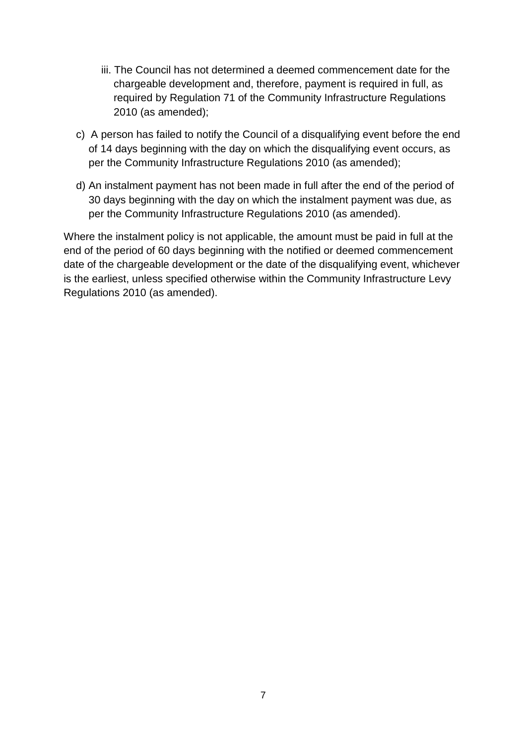iii. The Council has not determined a deemed commencement date for the chargeable development and, therefore, payment is required in full, as required by Regulation 71 of the Community Infrastructure Regulations 2010 (as amended);

c) A person has failed to notify the Council of a disqualifying event before the end of 14 days beginning with the day on which the disqualifying event occurs, as per the Community Infrastructure Regulations 2010 (as amended);

d) An instalment payment has not been made in full after the end of the period of 30 days beginning with the day on which the instalment payment was due, as per the Community Infrastructure Regulations 2010 (as amended).

Where the instalment policy is not applicable, the amount must be paid in full at the end of the period of 60 days beginning with the notified or deemed commencement date of the chargeable development or the date of the disqualifying event, whichever is the earliest, unless specified otherwise within the Community Infrastructure Levy Regulations 2010 (as amended).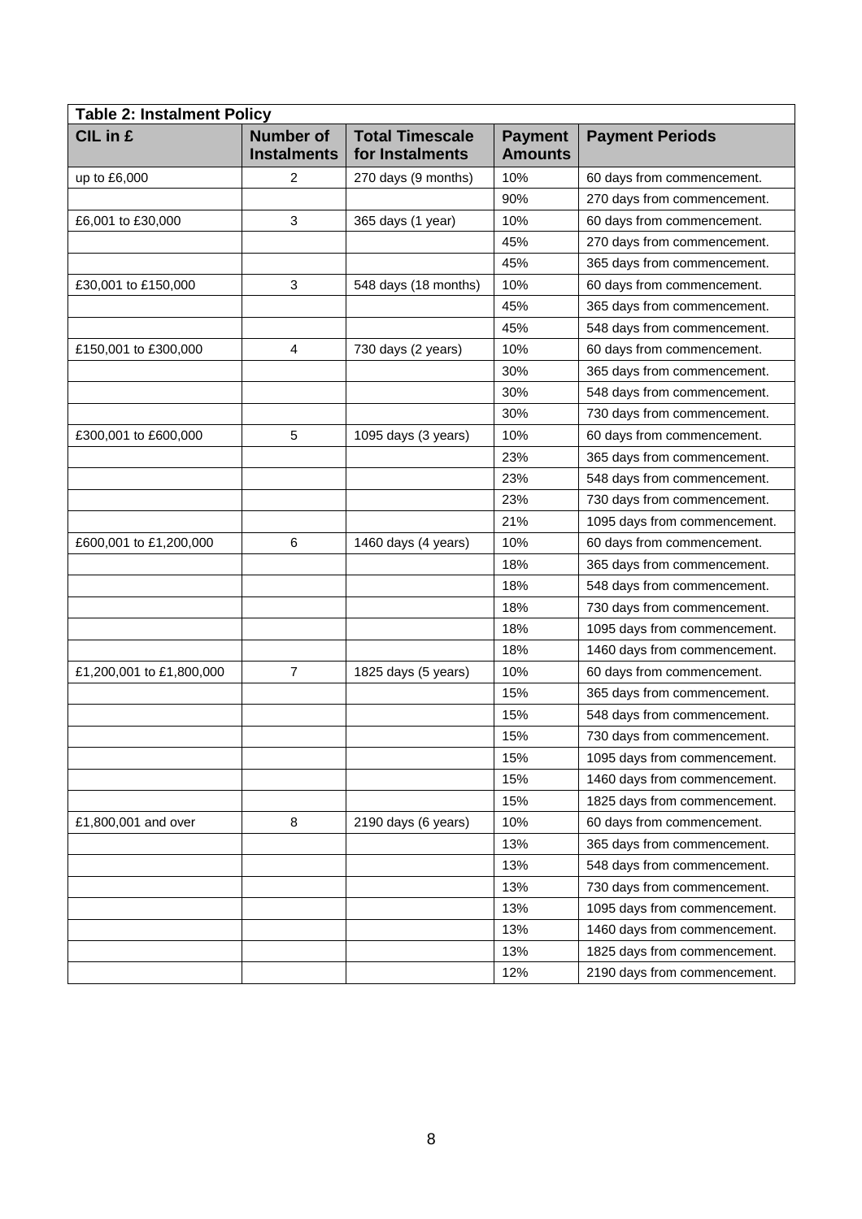**Table 2: Instalment Policy**

| CIL in £ | Number of Instalments | Total Timescale for Instalments | Payment Amounts | Payment Periods |
|---|---|---|---|---|
| up to £6,000 | 2 | 270 days (9 months) | 10% | 60 days from commencement. |
| | | | 90% | 270 days from commencement. |
| £6,001 to £30,000 | 3 | 365 days (1 year) | 10% | 60 days from commencement. |
| | | | 45% | 270 days from commencement. |
| | | | 45% | 365 days from commencement. |
| £30,001 to £150,000 | 3 | 548 days (18 months) | 10% | 60 days from commencement. |
| | | | 45% | 365 days from commencement. |
| | | | 45% | 548 days from commencement. |
| £150,001 to £300,000 | 4 | 730 days (2 years) | 10% | 60 days from commencement. |
| | | | 30% | 365 days from commencement. |
| | | | 30% | 548 days from commencement. |
| | | | 30% | 730 days from commencement. |
| £300,001 to £600,000 | 5 | 1095 days (3 years) | 10% | 60 days from commencement. |
| | | | 23% | 365 days from commencement. |
| | | | 23% | 548 days from commencement. |
| | | | 23% | 730 days from commencement. |
| | | | 21% | 1095 days from commencement. |
| £600,001 to £1,200,000 | 6 | 1460 days (4 years) | 10% | 60 days from commencement. |
| | | | 18% | 365 days from commencement. |
| | | | 18% | 548 days from commencement. |
| | | | 18% | 730 days from commencement. |
| | | | 18% | 1095 days from commencement. |
| | | | 18% | 1460 days from commencement. |
| £1,200,001 to £1,800,000 | 7 | 1825 days (5 years) | 10% | 60 days from commencement. |
| | | | 15% | 365 days from commencement. |
| | | | 15% | 548 days from commencement. |
| | | | 15% | 730 days from commencement. |
| | | | 15% | 1095 days from commencement. |
| | | | 15% | 1460 days from commencement. |
| | | | 15% | 1825 days from commencement. |
| £1,800,001 and over | 8 | 2190 days (6 years) | 10% | 60 days from commencement. |
| | | | 13% | 365 days from commencement. |
| | | | 13% | 548 days from commencement. |
| | | | 13% | 730 days from commencement. |
| | | | 13% | 1095 days from commencement. |
| | | | 13% | 1460 days from commencement. |
| | | | 13% | 1825 days from commencement. |
| | | | 12% | 2190 days from commencement. |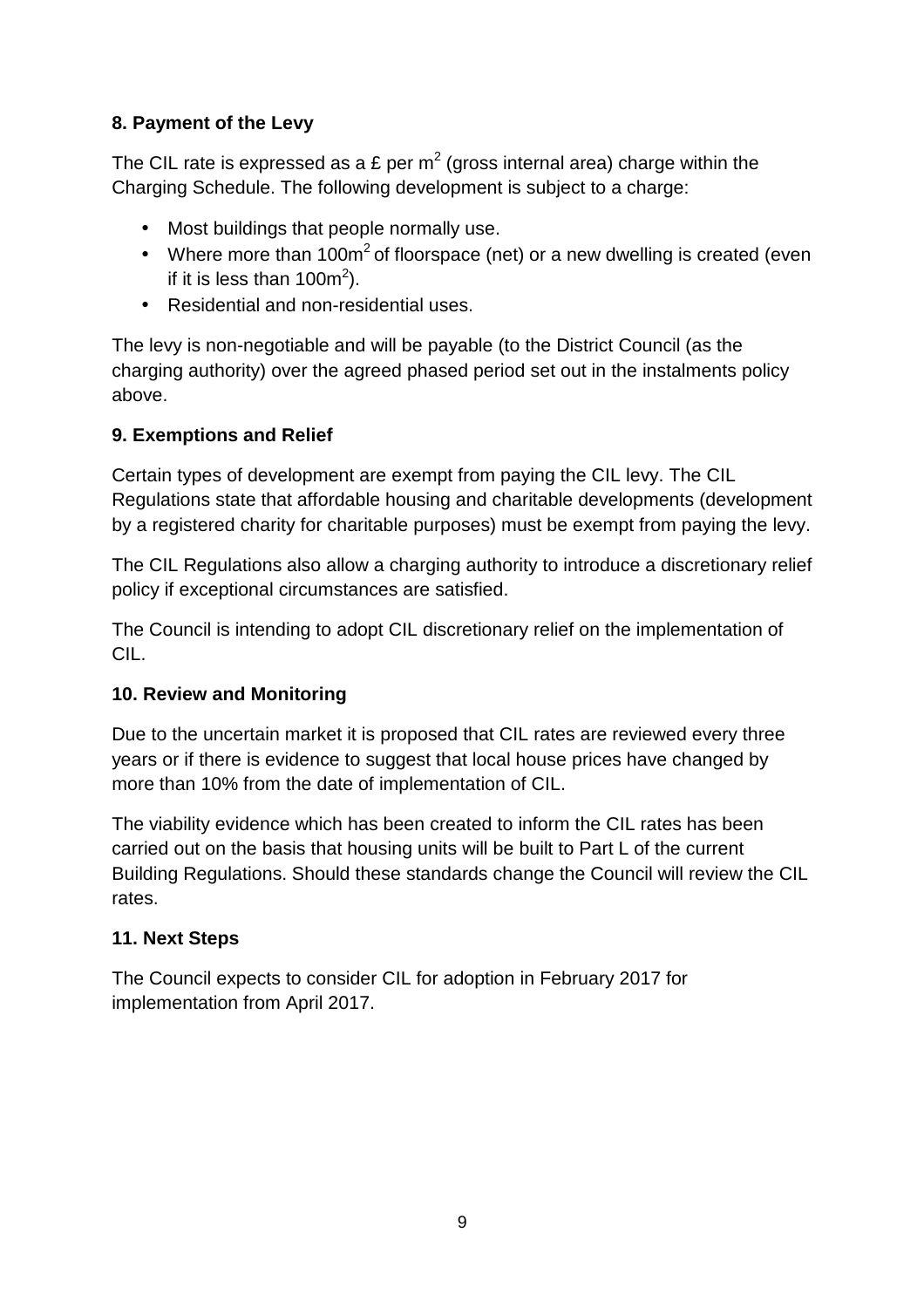**8. Payment of the Levy**

The CIL rate is expressed as a £ per $m^2$ (gross internal area) charge within the Charging Schedule. The following development is subject to a charge:

- Most buildings that people normally use.
- Where more than $100m^2$ of floorspace (net) or a new dwelling is created (even if it is less than $100m^2$).
- Residential and non-residential uses.

The levy is non-negotiable and will be payable (to the District Council (as the charging authority) over the agreed phased period set out in the instalments policy above.

**9. Exemptions and Relief**

Certain types of development are exempt from paying the CIL levy. The CIL Regulations state that affordable housing and charitable developments (development by a registered charity for charitable purposes) must be exempt from paying the levy.

The CIL Regulations also allow a charging authority to introduce a discretionary relief policy if exceptional circumstances are satisfied.

The Council is intending to adopt CIL discretionary relief on the implementation of CIL.

**10. Review and Monitoring**

Due to the uncertain market it is proposed that CIL rates are reviewed every three years or if there is evidence to suggest that local house prices have changed by more than 10% from the date of implementation of CIL.

The viability evidence which has been created to inform the CIL rates has been carried out on the basis that housing units will be built to Part L of the current Building Regulations. Should these standards change the Council will review the CIL rates.

**11. Next Steps**

The Council expects to consider CIL for adoption in February 2017 for implementation from April 2017.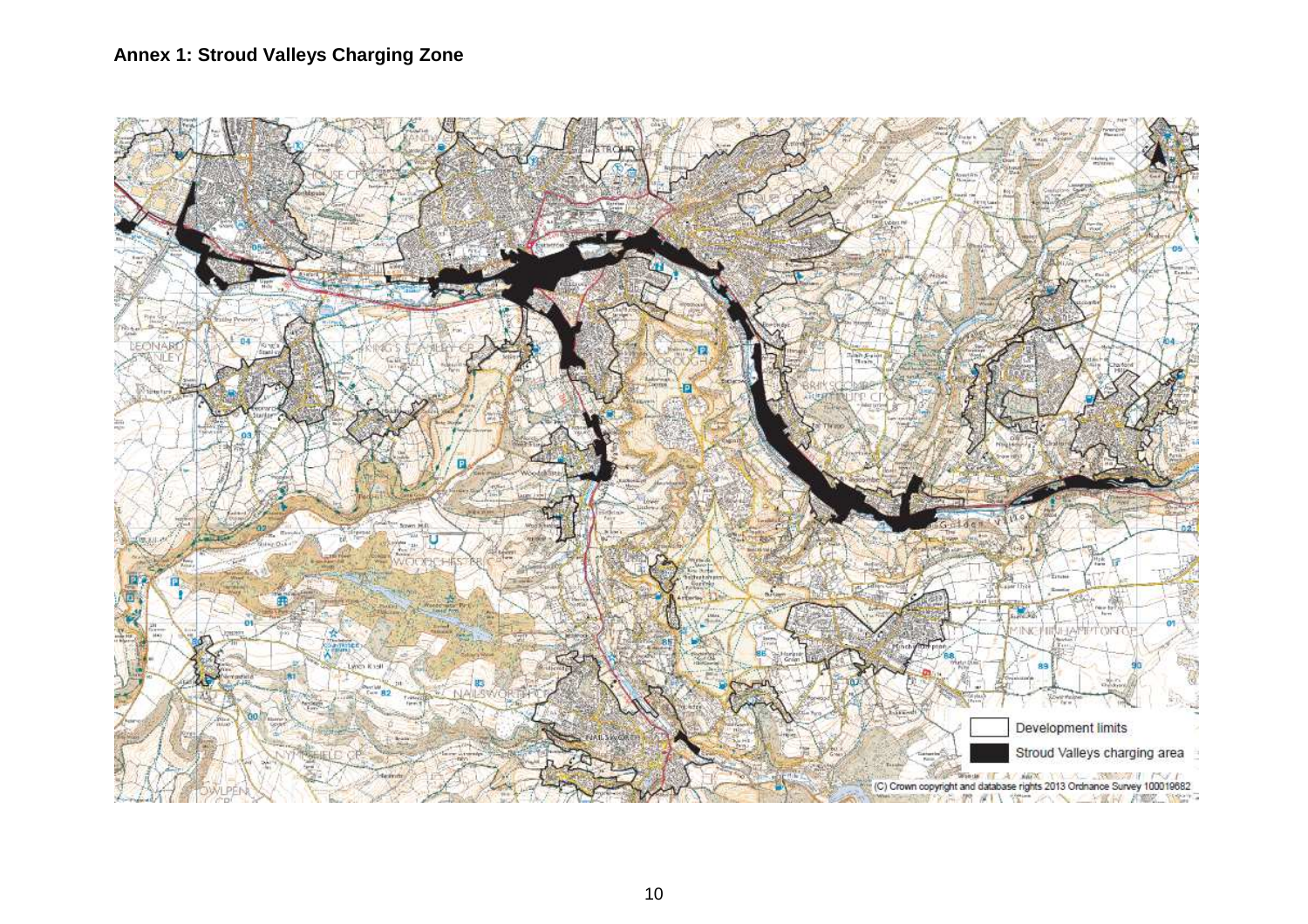**Annex 1: Stroud Valleys Charging Zone**

Development limits

Stroud Valleys charging area

(C) Crown copyright and database rights 2013 Ordnance Survey 100019682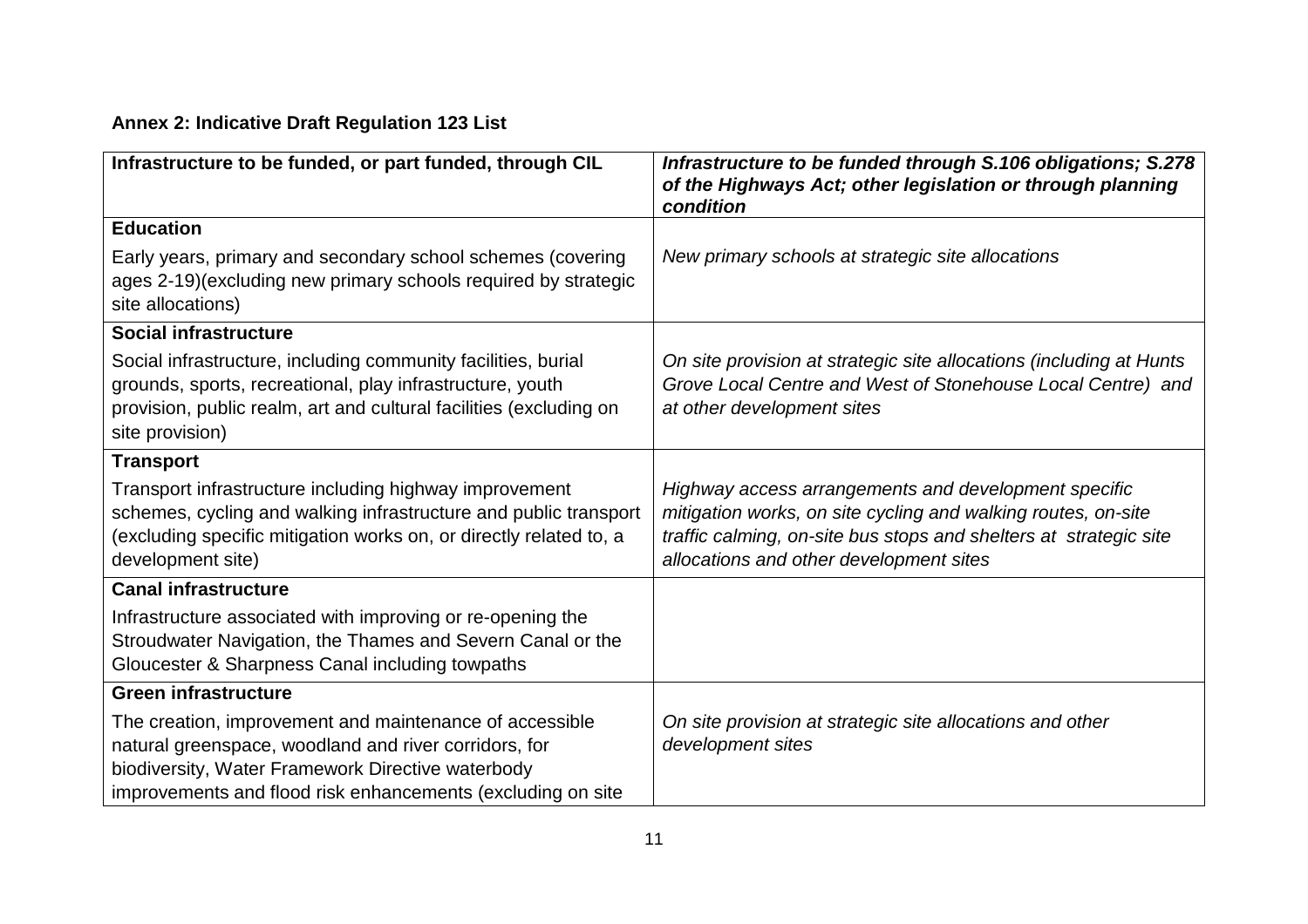**Annex 2: Indicative Draft Regulation 123 List**

| Infrastructure to be funded, or part funded, through CIL | *Infrastructure to be funded through S.106 obligations; S.278 of the Highways Act; other legislation or through planning condition* |
|---|---|
| **Education** | |
| Early years, primary and secondary school schemes (covering ages 2-19)(excluding new primary schools required by strategic site allocations) | *New primary schools at strategic site allocations* |
| **Social infrastructure** | |
| Social infrastructure, including community facilities, burial grounds, sports, recreational, play infrastructure, youth provision, public realm, art and cultural facilities (excluding on site provision) | *On site provision at strategic site allocations (including at Hunts Grove Local Centre and West of Stonehouse Local Centre) and at other development sites* |
| **Transport** | |
| Transport infrastructure including highway improvement schemes, cycling and walking infrastructure and public transport (excluding specific mitigation works on, or directly related to, a development site) | *Highway access arrangements and development specific mitigation works, on site cycling and walking routes, on-site traffic calming, on-site bus stops and shelters at strategic site allocations and other development sites* |
| **Canal infrastructure** | |
| Infrastructure associated with improving or re-opening the Stroudwater Navigation, the Thames and Severn Canal or the Gloucester & Sharpness Canal including towpaths | |
| **Green infrastructure** | |
| The creation, improvement and maintenance of accessible natural greenspace, woodland and river corridors, for biodiversity, Water Framework Directive waterbody improvements and flood risk enhancements (excluding on site | *On site provision at strategic site allocations and other development sites* |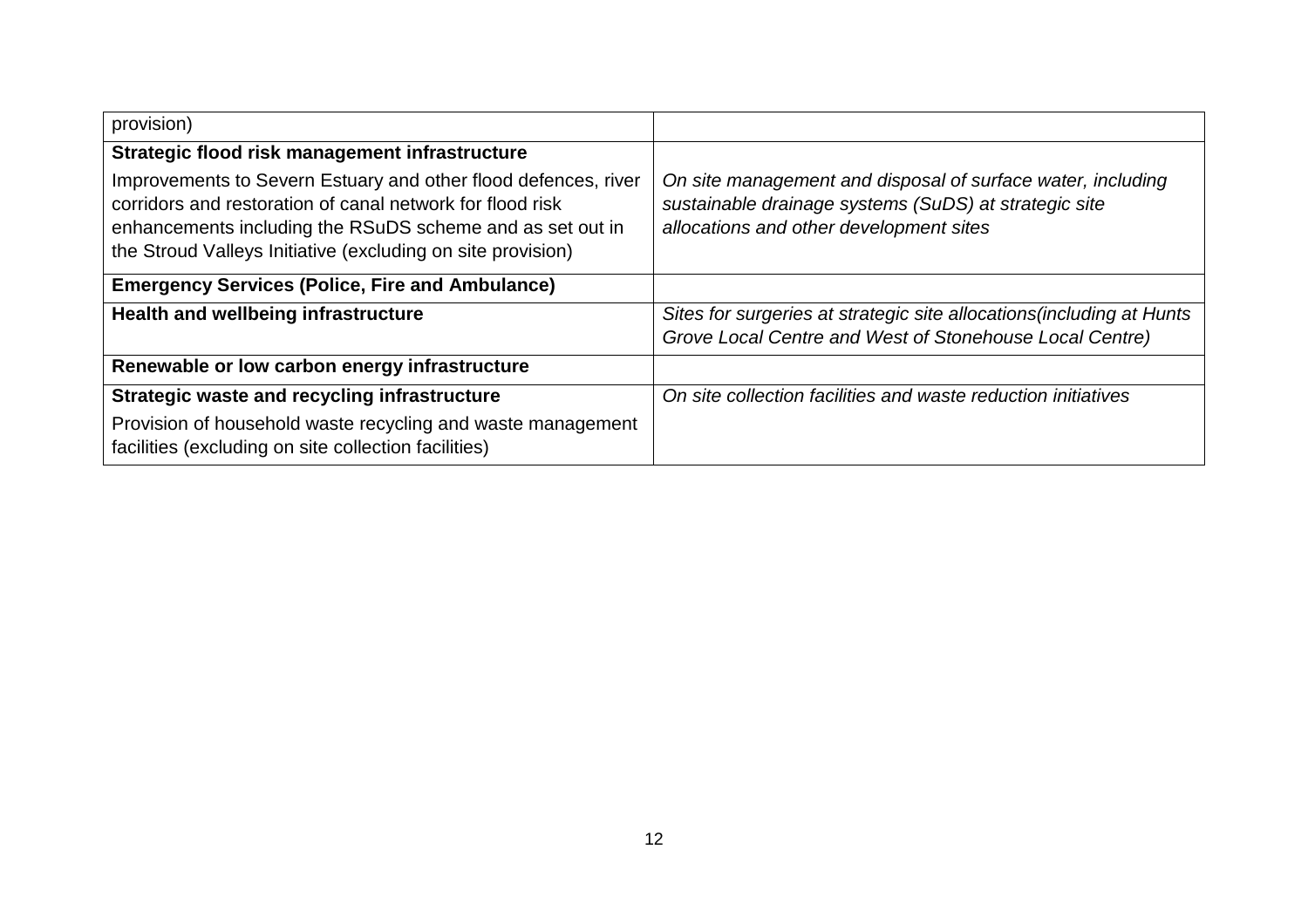| | |
|---|---|
| provision) | |
| **Strategic flood risk management infrastructure**<br><br>Improvements to Severn Estuary and other flood defences, river corridors and restoration of canal network for flood risk enhancements including the RSuDS scheme and as set out in the Stroud Valleys Initiative (excluding on site provision) | *On site management and disposal of surface water, including sustainable drainage systems (SuDS) at strategic site allocations and other development sites* |
| **Emergency Services (Police, Fire and Ambulance)** | |
| **Health and wellbeing infrastructure** | *Sites for surgeries at strategic site allocations(including at Hunts Grove Local Centre and West of Stonehouse Local Centre)* |
| **Renewable or low carbon energy infrastructure** | |
| **Strategic waste and recycling infrastructure**<br><br>Provision of household waste recycling and waste management facilities (excluding on site collection facilities) | *On site collection facilities and waste reduction initiatives* |